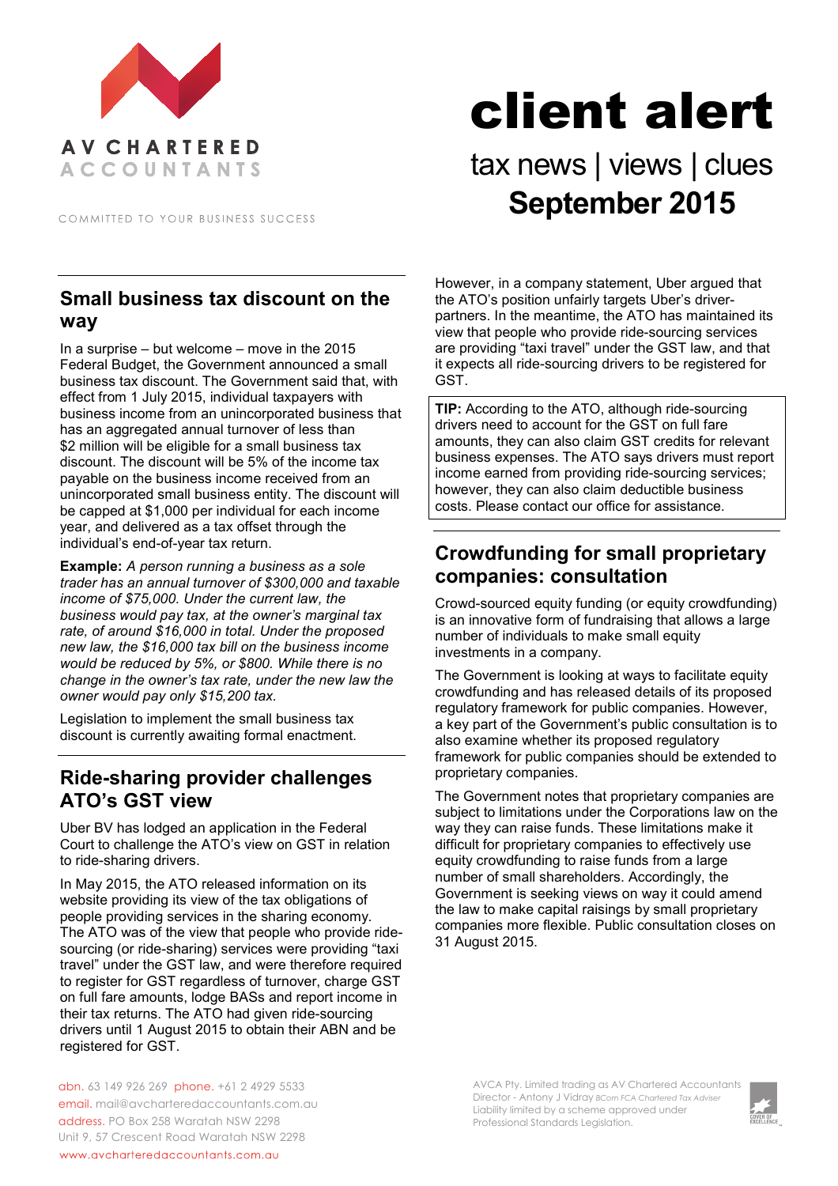AV CHARTERED ACCOUNTANTS

COMMITTED TO YOUR BUSINESS SUCCESS

# client alert

tax news | views | clues

**September 2015**

## Small business tax discount on the way

In a surprise – but welcome – move in the 2015 Federal Budget, the Government announced a small business tax discount. The Government said that, with effect from 1 July 2015, individual taxpayers with business income from an unincorporated business that has an aggregated annual turnover of less than $2 million will be eligible for a small business tax discount. The discount will be 5% of the income tax payable on the business income received from an unincorporated small business entity. The discount will be capped at $1,000 per individual for each income year, and delivered as a tax offset through the individual's end-of-year tax return.

**Example:** *A person running a business as a sole trader has an annual turnover of $300,000 and taxable income of $75,000. Under the current law, the business would pay tax, at the owner's marginal tax rate, of around $16,000 in total. Under the proposed new law, the $16,000 tax bill on the business income would be reduced by 5%, or $800. While there is no change in the owner's tax rate, under the new law the owner would pay only $15,200 tax.*

Legislation to implement the small business tax discount is currently awaiting formal enactment.

## Ride-sharing provider challenges ATO's GST view

Uber BV has lodged an application in the Federal Court to challenge the ATO's view on GST in relation to ride-sharing drivers.

In May 2015, the ATO released information on its website providing its view of the tax obligations of people providing services in the sharing economy. The ATO was of the view that people who provide ride-sourcing (or ride-sharing) services were providing "taxi travel" under the GST law, and were therefore required to register for GST regardless of turnover, charge GST on full fare amounts, lodge BASs and report income in their tax returns. The ATO had given ride-sourcing drivers until 1 August 2015 to obtain their ABN and be registered for GST.

However, in a company statement, Uber argued that the ATO's position unfairly targets Uber's driver-partners. In the meantime, the ATO has maintained its view that people who provide ride-sourcing services are providing "taxi travel" under the GST law, and that it expects all ride-sourcing drivers to be registered for GST.

**TIP:** According to the ATO, although ride-sourcing drivers need to account for the GST on full fare amounts, they can also claim GST credits for relevant business expenses. The ATO says drivers must report income earned from providing ride-sourcing services; however, they can also claim deductible business costs. Please contact our office for assistance.

## Crowdfunding for small proprietary companies: consultation

Crowd-sourced equity funding (or equity crowdfunding) is an innovative form of fundraising that allows a large number of individuals to make small equity investments in a company.

The Government is looking at ways to facilitate equity crowdfunding and has released details of its proposed regulatory framework for public companies. However, a key part of the Government's public consultation is to also examine whether its proposed regulatory framework for public companies should be extended to proprietary companies.

The Government notes that proprietary companies are subject to limitations under the Corporations law on the way they can raise funds. These limitations make it difficult for proprietary companies to effectively use equity crowdfunding to raise funds from a large number of small shareholders. Accordingly, the Government is seeking views on way it could amend the law to make capital raisings by small proprietary companies more flexible. Public consultation closes on 31 August 2015.

abn. 63 149 926 269 phone. +61 2 4929 5533
email. mail@avcharteredaccountants.com.au
address. PO Box 258 Waratah NSW 2298
Unit 9, 57 Crescent Road Waratah NSW 2298
www.avcharteredaccountants.com.au

AVCA Pty. Limited trading as AV Chartered Accountants
Director - Antony J Vidray *BCom FCA Chartered Tax Adviser*
Liability limited by a scheme approved under Professional Standards Legislation.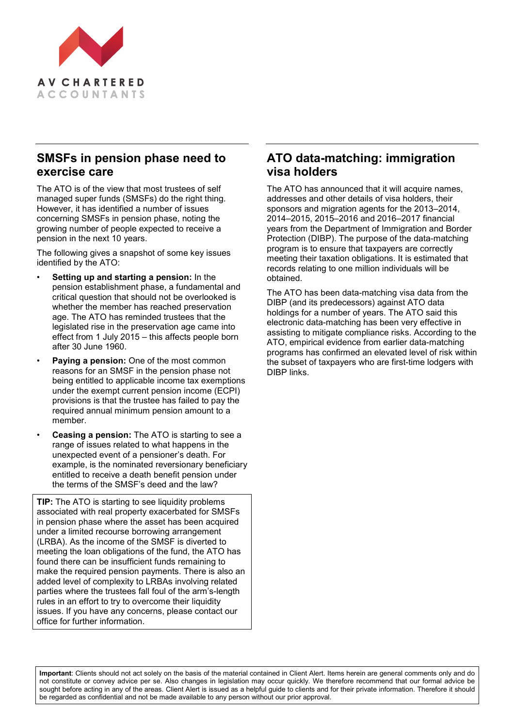AV CHARTERED ACCOUNTANTS

## SMSFs in pension phase need to exercise care

The ATO is of the view that most trustees of self managed super funds (SMSFs) do the right thing. However, it has identified a number of issues concerning SMSFs in pension phase, noting the growing number of people expected to receive a pension in the next 10 years.

The following gives a snapshot of some key issues identified by the ATO:

- **Setting up and starting a pension:** In the pension establishment phase, a fundamental and critical question that should not be overlooked is whether the member has reached preservation age. The ATO has reminded trustees that the legislated rise in the preservation age came into effect from 1 July 2015 – this affects people born after 30 June 1960.
- **Paying a pension:** One of the most common reasons for an SMSF in the pension phase not being entitled to applicable income tax exemptions under the exempt current pension income (ECPI) provisions is that the trustee has failed to pay the required annual minimum pension amount to a member.
- **Ceasing a pension:** The ATO is starting to see a range of issues related to what happens in the unexpected event of a pensioner's death. For example, is the nominated reversionary beneficiary entitled to receive a death benefit pension under the terms of the SMSF's deed and the law?

**TIP:** The ATO is starting to see liquidity problems associated with real property exacerbated for SMSFs in pension phase where the asset has been acquired under a limited recourse borrowing arrangement (LRBA). As the income of the SMSF is diverted to meeting the loan obligations of the fund, the ATO has found there can be insufficient funds remaining to make the required pension payments. There is also an added level of complexity to LRBAs involving related parties where the trustees fall foul of the arm's-length rules in an effort to try to overcome their liquidity issues. If you have any concerns, please contact our office for further information.

## ATO data-matching: immigration visa holders

The ATO has announced that it will acquire names, addresses and other details of visa holders, their sponsors and migration agents for the 2013–2014, 2014–2015, 2015–2016 and 2016–2017 financial years from the Department of Immigration and Border Protection (DIBP). The purpose of the data-matching program is to ensure that taxpayers are correctly meeting their taxation obligations. It is estimated that records relating to one million individuals will be obtained.

The ATO has been data-matching visa data from the DIBP (and its predecessors) against ATO data holdings for a number of years. The ATO said this electronic data-matching has been very effective in assisting to mitigate compliance risks. According to the ATO, empirical evidence from earlier data-matching programs has confirmed an elevated level of risk within the subset of taxpayers who are first-time lodgers with DIBP links.

**Important**: Clients should not act solely on the basis of the material contained in Client Alert. Items herein are general comments only and do not constitute or convey advice per se. Also changes in legislation may occur quickly. We therefore recommend that our formal advice be sought before acting in any of the areas. Client Alert is issued as a helpful guide to clients and for their private information. Therefore it should be regarded as confidential and not be made available to any person without our prior approval.